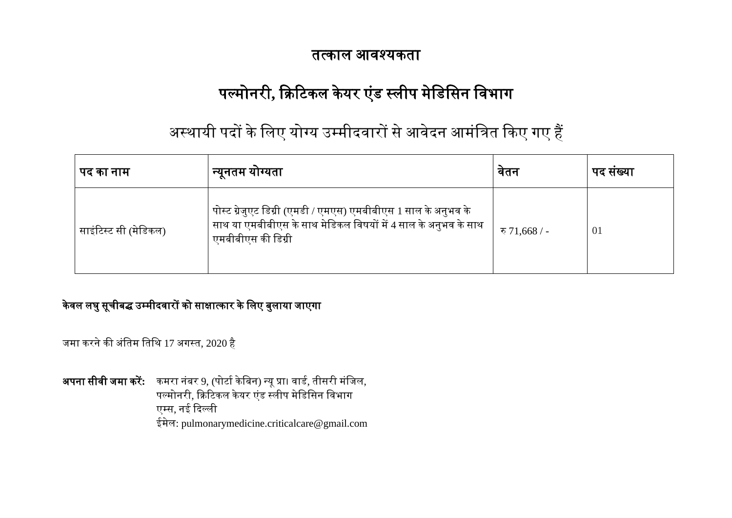# तत्काल आवश्यकता

## पल्मोनरी, क्रिटिकल केयर एंड स्लीप मेडिसिन विभाग

### अस्थायी पदों के लिए योग्य उम्मीदवारों से आवेदन आमंत्रित किए गए हैं

| **पद का नाम** | **न्यूनतम योग्यता** | **वेतन** | **पद संख्या** |
|---|---|---|---|
| साइंटिस्ट सी (मेडिकल) | पोस्ट ग्रेजुएट डिग्री (एमडी / एमएस) एमबीबीएस 1 साल के अनुभव के साथ या एमबीबीएस के साथ मेडिकल विषयों में 4 साल के अनुभव के साथ एमबीबीएस की डिग्री | रु 71,668 / - | 01 |

**केवल लघु सूचीबद्ध उम्मीदवारों को साक्षात्कार के लिए बुलाया जाएगा**

जमा करने की अंतिम तिथि 17 अगस्त, 2020 है

**अपना सीवी जमा करें:** कमरा नंबर 9, (पोर्टा केबिन) न्यू प्रा। वार्ड, तीसरी मंजिल,
पल्मोनरी, क्रिटिकल केयर एंड स्लीप मेडिसिन विभाग
एम्स, नई दिल्ली
ईमेल: pulmonarymedicine.criticalcare@gmail.com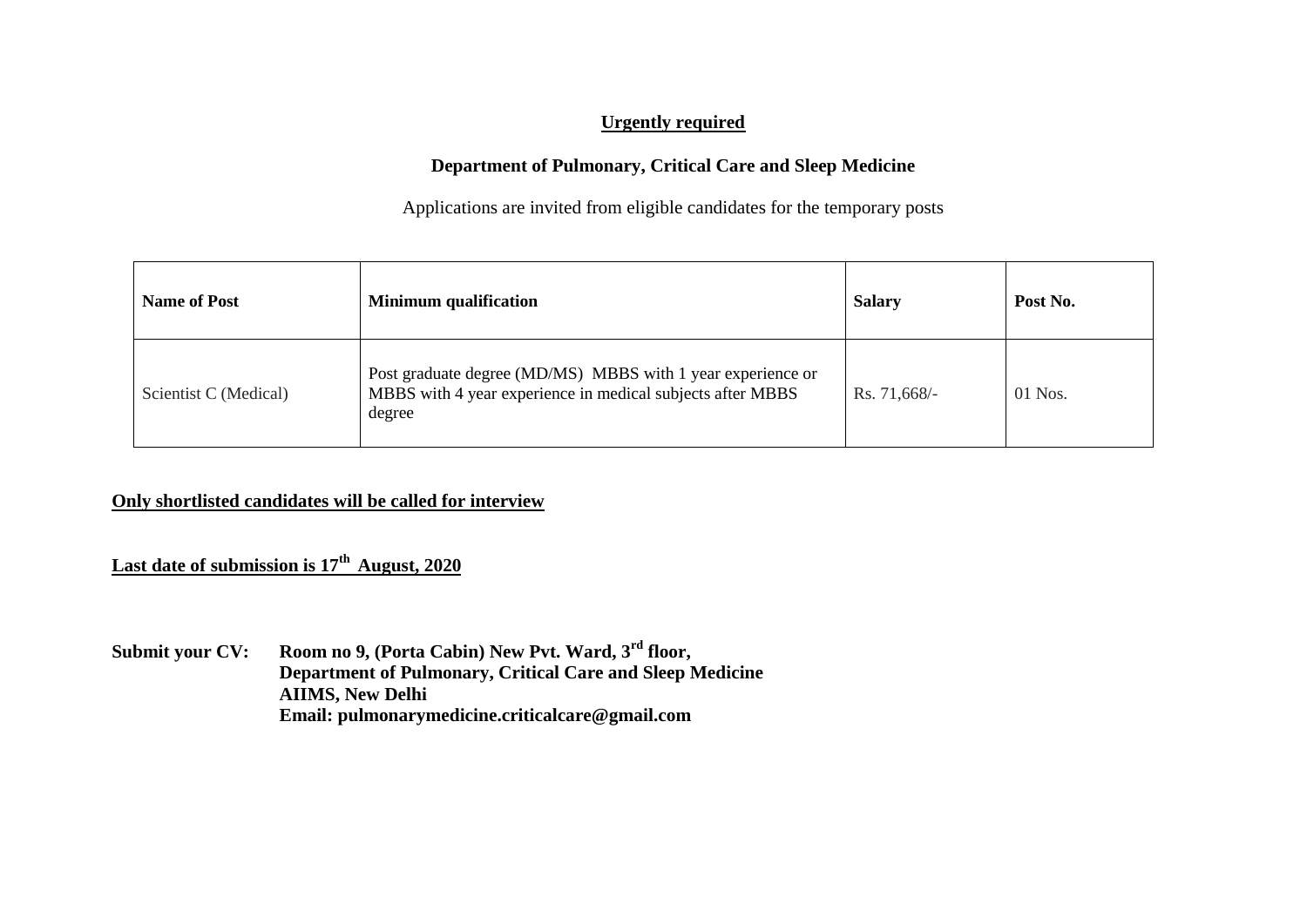**<u>Urgently required</u>**

**Department of Pulmonary, Critical Care and Sleep Medicine**

Applications are invited from eligible candidates for the temporary posts

| **Name of Post** | **Minimum qualification** | **Salary** | **Post No.** |
|---|---|---|---|
| Scientist C (Medical) | Post graduate degree (MD/MS) MBBS with 1 year experience or MBBS with 4 year experience in medical subjects after MBBS degree | Rs. 71,668/- | 01 Nos. |

**<u>Only shortlisted candidates will be called for interview</u>**

**<u>Last date of submission is 17th August, 2020</u>**

**Submit your CV:** **Room no 9, (Porta Cabin) New Pvt. Ward, 3rd floor,**
**Department of Pulmonary, Critical Care and Sleep Medicine**
**AIIMS, New Delhi**
**Email: pulmonarymedicine.criticalcare@gmail.com**